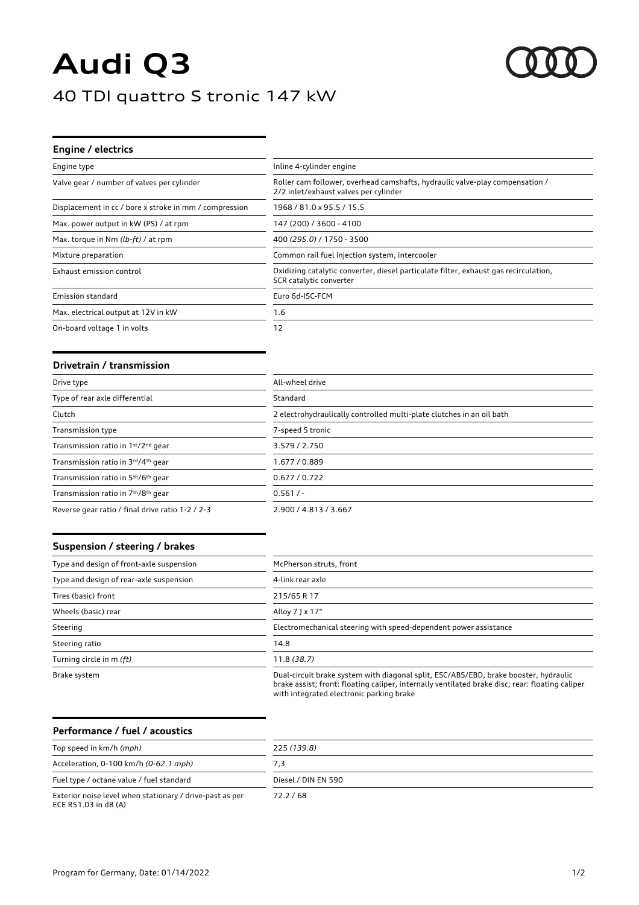# Audi Q3

## 40 TDI quattro S tronic 147 kW

### Engine / electrics

| | |
|---|---|
| Engine type | Inline 4-cylinder engine |
| Valve gear / number of valves per cylinder | Roller cam follower, overhead camshafts, hydraulic valve-play compensation / 2/2 inlet/exhaust valves per cylinder |
| Displacement in cc / bore x stroke in mm / compression | 1968 / 81.0 x 95.5 / 15.5 |
| Max. power output in kW (PS) / at rpm | 147 (200) / 3600 - 4100 |
| Max. torque in Nm *(lb-ft)* / at rpm | 400 *(295.0)* / 1750 - 3500 |
| Mixture preparation | Common rail fuel injection system, intercooler |
| Exhaust emission control | Oxidizing catalytic converter, diesel particulate filter, exhaust gas recirculation, SCR catalytic converter |
| Emission standard | Euro 6d-ISC-FCM |
| Max. electrical output at 12V in kW | 1.6 |
| On-board voltage 1 in volts | 12 |

### Drivetrain / transmission

| | |
|---|---|
| Drive type | All-wheel drive |
| Type of rear axle differential | Standard |
| Clutch | 2 electrohydraulically controlled multi-plate clutches in an oil bath |
| Transmission type | 7-speed S tronic |
| Transmission ratio in 1st/2nd gear | 3.579 / 2.750 |
| Transmission ratio in 3rd/4th gear | 1.677 / 0.889 |
| Transmission ratio in 5th/6th gear | 0.677 / 0.722 |
| Transmission ratio in 7th/8th gear | 0.561 / - |
| Reverse gear ratio / final drive ratio 1-2 / 2-3 | 2.900 / 4.813 / 3.667 |

### Suspension / steering / brakes

| | |
|---|---|
| Type and design of front-axle suspension | McPherson struts, front |
| Type and design of rear-axle suspension | 4-link rear axle |
| Tires (basic) front | 215/65 R 17 |
| Wheels (basic) rear | Alloy 7 J x 17" |
| Steering | Electromechanical steering with speed-dependent power assistance |
| Steering ratio | 14.8 |
| Turning circle in m *(ft)* | 11.8 *(38.7)* |
| Brake system | Dual-circuit brake system with diagonal split, ESC/ABS/EBD, brake booster, hydraulic brake assist; front: floating caliper, internally ventilated brake disc; rear: floating caliper with integrated electronic parking brake |

### Performance / fuel / acoustics

| | |
|---|---|
| Top speed in km/h *(mph)* | 225 *(139.8)* |
| Acceleration, 0-100 km/h *(0-62.1 mph)* | 7,3 |
| Fuel type / octane value / fuel standard | Diesel / DIN EN 590 |
| Exterior noise level when stationary / drive-past as per ECE R51.03 in dB (A) | 72.2 / 68 |

Program for Germany, Date: 01/14/2022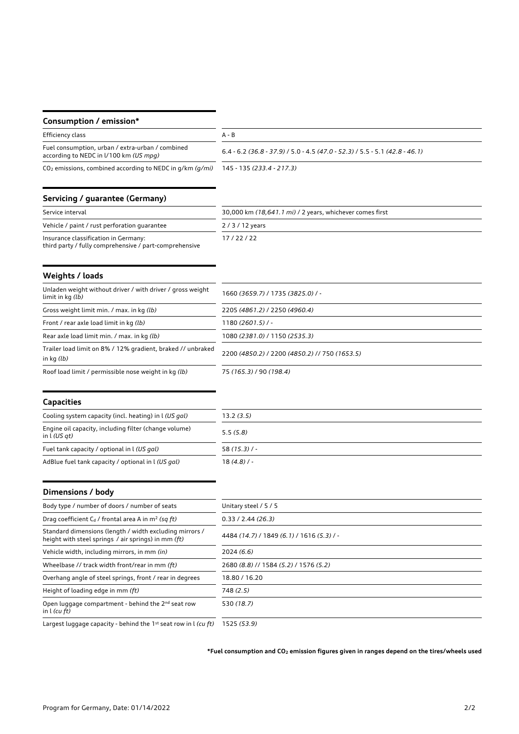## Consumption / emission*

| | |
|---|---|
| Efficiency class | A - B |
| Fuel consumption, urban / extra-urban / combined according to NEDC in l/100 km *(US mpg)* | 6.4 - 6.2 *(36.8 - 37.9)* / 5.0 - 4.5 *(47.0 - 52.3)* / 5.5 - 5.1 *(42.8 - 46.1)* |
| $CO_2$ emissions, combined according to NEDC in g/km *(g/mi)* | 145 - 135 *(233.4 - 217.3)* |

## Servicing / guarantee (Germany)

| | |
|---|---|
| Service interval | 30,000 km *(18,641.1 mi)* / 2 years, whichever comes first |
| Vehicle / paint / rust perforation guarantee | 2 / 3 / 12 years |
| Insurance classification in Germany: third party / fully comprehensive / part-comprehensive | 17 / 22 / 22 |

## Weights / loads

| | |
|---|---|
| Unladen weight without driver / with driver / gross weight limit in kg *(lb)* | 1660 *(3659.7)* / 1735 *(3825.0)* / - |
| Gross weight limit min. / max. in kg *(lb)* | 2205 *(4861.2)* / 2250 *(4960.4)* |
| Front / rear axle load limit in kg *(lb)* | 1180 *(2601.5)* / - |
| Rear axle load limit min. / max. in kg *(lb)* | 1080 *(2381.0)* / 1150 *(2535.3)* |
| Trailer load limit on 8% / 12% gradient, braked // unbraked in kg *(lb)* | 2200 *(4850.2)* / 2200 *(4850.2)* // 750 *(1653.5)* |
| Roof load limit / permissible nose weight in kg *(lb)* | 75 *(165.3)* / 90 *(198.4)* |

## Capacities

| | |
|---|---|
| Cooling system capacity (incl. heating) in l *(US gal)* | 13.2 *(3.5)* |
| Engine oil capacity, including filter (change volume) in l *(US qt)* | 5.5 *(5.8)* |
| Fuel tank capacity / optional in l *(US gal)* | 58 *(15.3)* / - |
| AdBlue fuel tank capacity / optional in l *(US gal)* | 18 *(4.8)* / - |

## Dimensions / body

| | |
|---|---|
| Body type / number of doors / number of seats | Unitary steel / 5 / 5 |
| Drag coefficient $C_d$ / frontal area A in $m^2$ *(sq ft)* | 0.33 / 2.44 *(26.3)* |
| Standard dimensions (length / width excluding mirrors / height with steel springs / air springs) in mm *(ft)* | 4484 *(14.7)* / 1849 *(6.1)* / 1616 *(5.3)* / - |
| Vehicle width, including mirrors, in mm *(in)* | 2024 *(6.6)* |
| Wheelbase // track width front/rear in mm *(ft)* | 2680 *(8.8)* // 1584 *(5.2)* / 1576 *(5.2)* |
| Overhang angle of steel springs, front / rear in degrees | 18.80 / 16.20 |
| Height of loading edge in mm *(ft)* | 748 *(2.5)* |
| Open luggage compartment - behind the 2nd seat row in l *(cu ft)* | 530 *(18.7)* |
| Largest luggage capacity - behind the 1st seat row in l *(cu ft)* | 1525 *(53.9)* |

**\*Fuel consumption and $CO_2$ emission figures given in ranges depend on the tires/wheels used**

Program for Germany, Date: 01/14/2022